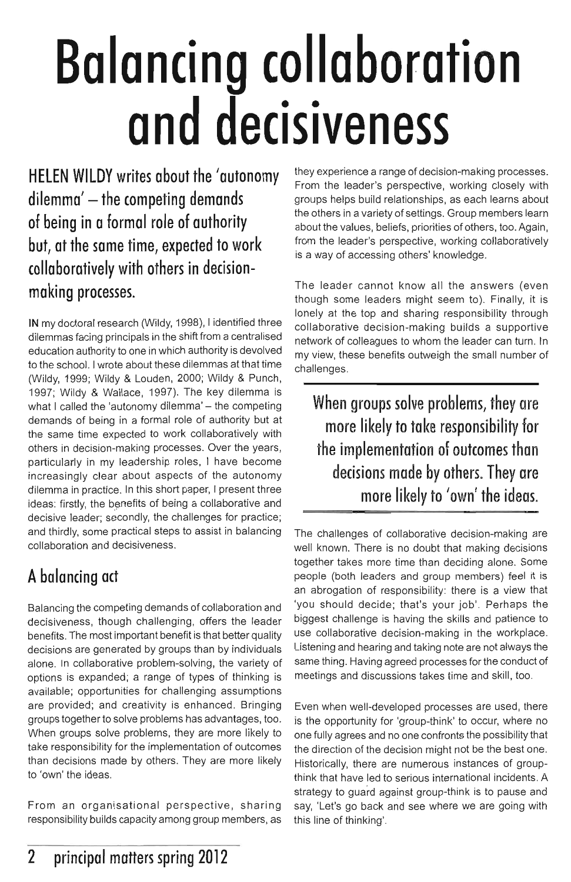# Balancing collaboration and decisiveness

**HELEN WILDY writes about the 'autonomy dilemma' – the competing demands of being in a formal role of authority but, at the same time, expected to work collaboratively with others in decision-making processes.**

**IN** my doctoral research (Wildy, 1998), I identified three dilemmas facing principals in the shift from a centralised education authority to one in which authority is devolved to the school. I wrote about these dilemmas at that time (Wildy, 1999; Wildy & Louden, 2000; Wildy & Punch, 1997; Wildy & Wallace, 1997). The key dilemma is what I called the 'autonomy dilemma' – the competing demands of being in a formal role of authority but at the same time expected to work collaboratively with others in decision-making processes. Over the years, particularly in my leadership roles, I have become increasingly clear about aspects of the autonomy dilemma in practice. In this short paper, I present three ideas: firstly, the benefits of being a collaborative and decisive leader; secondly, the challenges for practice; and thirdly, some practical steps to assist in balancing collaboration and decisiveness.

## A balancing act

Balancing the competing demands of collaboration and decisiveness, though challenging, offers the leader benefits. The most important benefit is that better quality decisions are generated by groups than by individuals alone. In collaborative problem-solving, the variety of options is expanded; a range of types of thinking is available; opportunities for challenging assumptions are provided; and creativity is enhanced. Bringing groups together to solve problems has advantages, too. When groups solve problems, they are more likely to take responsibility for the implementation of outcomes than decisions made by others. They are more likely to 'own' the ideas.

From an organisational perspective, sharing responsibility builds capacity among group members, as they experience a range of decision-making processes. From the leader's perspective, working closely with groups helps build relationships, as each learns about the others in a variety of settings. Group members learn about the values, beliefs, priorities of others, too. Again, from the leader's perspective, working collaboratively is a way of accessing others' knowledge.

The leader cannot know all the answers (even though some leaders might seem to). Finally, it is lonely at the top and sharing responsibility through collaborative decision-making builds a supportive network of colleagues to whom the leader can turn. In my view, these benefits outweigh the small number of challenges.

> **When groups solve problems, they are more likely to take responsibility for the implementation of outcomes than decisions made by others. They are more likely to 'own' the ideas.**

The challenges of collaborative decision-making are well known. There is no doubt that making decisions together takes more time than deciding alone. Some people (both leaders and group members) feel it is an abrogation of responsibility: there is a view that 'you should decide; that's your job'. Perhaps the biggest challenge is having the skills and patience to use collaborative decision-making in the workplace. Listening and hearing and taking note are not always the same thing. Having agreed processes for the conduct of meetings and discussions takes time and skill, too.

Even when well-developed processes are used, there is the opportunity for 'group-think' to occur, where no one fully agrees and no one confronts the possibility that the direction of the decision might not be the best one. Historically, there are numerous instances of group-think that have led to serious international incidents. A strategy to guard against group-think is to pause and say, 'Let's go back and see where we are going with this line of thinking'.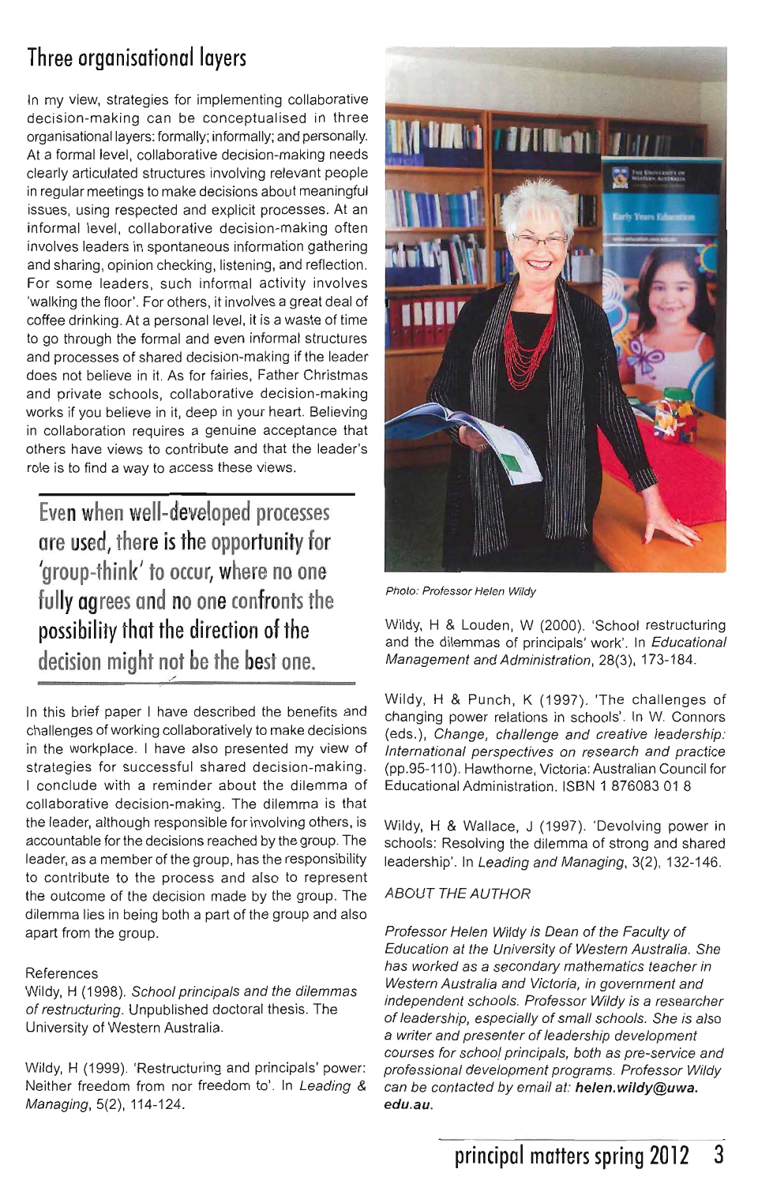## Three organisational layers

In my view, strategies for implementing collaborative decision-making can be conceptualised in three organisational layers: formally; informally; and personally. At a formal level, collaborative decision-making needs clearly articulated structures involving relevant people in regular meetings to make decisions about meaningful issues, using respected and explicit processes. At an informal level, collaborative decision-making often involves leaders in spontaneous information gathering and sharing, opinion checking, listening, and reflection. For some leaders, such informal activity involves 'walking the floor'. For others, it involves a great deal of coffee drinking. At a personal level, it is a waste of time to go through the formal and even informal structures and processes of shared decision-making if the leader does not believe in it. As for fairies, Father Christmas and private schools, collaborative decision-making works if you believe in it, deep in your heart. Believing in collaboration requires a genuine acceptance that others have views to contribute and that the leader's role is to find a way to access these views.

**Even when well-developed processes are used, there is the opportunity for 'group-think' to occur, where no one fully agrees and no one confronts the possibility that the direction of the decision might not be the best one.**

In this brief paper I have described the benefits and challenges of working collaboratively to make decisions in the workplace. I have also presented my view of strategies for successful shared decision-making. I conclude with a reminder about the dilemma of collaborative decision-making. The dilemma is that the leader, although responsible for involving others, is accountable for the decisions reached by the group. The leader, as a member of the group, has the responsibility to contribute to the process and also to represent the outcome of the decision made by the group. The dilemma lies in being both a part of the group and also apart from the group.

*Photo: Professor Helen Wildy*

References

Wildy, H (1998). *School principals and the dilemmas of restructuring.* Unpublished doctoral thesis. The University of Western Australia.

Wildy, H (1999). 'Restructuring and principals' power: Neither freedom from nor freedom to'. In *Leading & Managing*, 5(2), 114-124.

Wildy, H & Louden, W (2000). 'School restructuring and the dilemmas of principals' work'. In *Educational Management and Administration*, 28(3), 173-184.

Wildy, H & Punch, K (1997). 'The challenges of changing power relations in schools'. In W. Connors (eds.), *Change, challenge and creative leadership: International perspectives on research and practice* (pp.95-110). Hawthorne, Victoria: Australian Council for Educational Administration. ISBN 1 876083 01 8

Wildy, H & Wallace, J (1997). 'Devolving power in schools: Resolving the dilemma of strong and shared leadership'. In *Leading and Managing*, 3(2), 132-146.

*ABOUT THE AUTHOR*

*Professor Helen Wildy is Dean of the Faculty of Education at the University of Western Australia. She has worked as a secondary mathematics teacher in Western Australia and Victoria, in government and independent schools. Professor Wildy is a researcher of leadership, especially of small schools. She is also a writer and presenter of leadership development courses for school principals, both as pre-service and professional development programs. Professor Wildy can be contacted by email at:* ***helen.wildy@uwa.edu.au.***